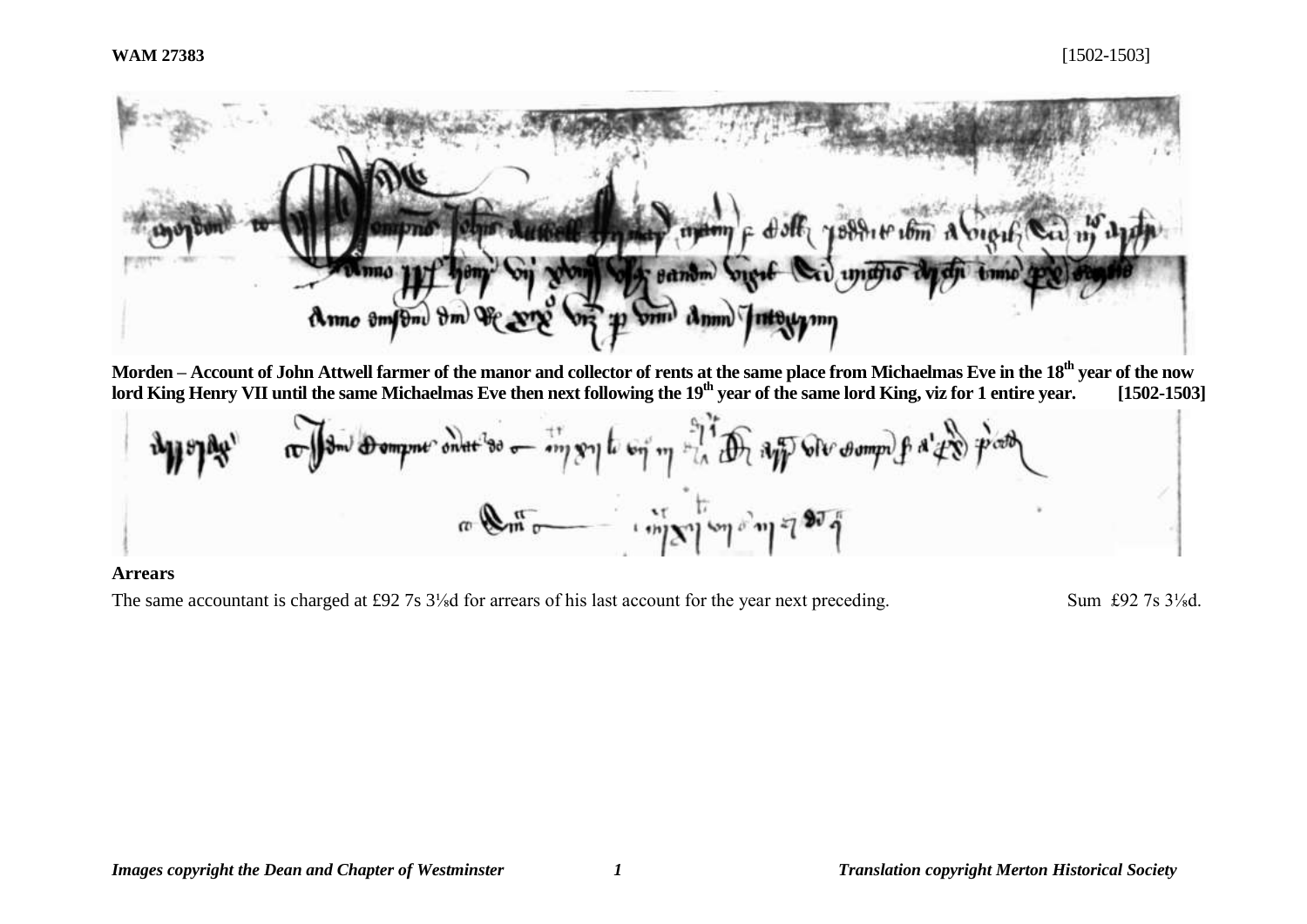**WAM 27383** [1502-1503]

**Morden – Account of John Attwell farmer of the manor and collector of rents at the same place from Michaelmas Eve in the 18th year of the now lord King Henry VII until the same Michaelmas Eve then next following the 19th year of the same lord King, viz for 1 entire year. [1502-1503]**

**Arrears**

The same accountant is charged at £92 7s 3⅛d for arrears of his last account for the year next preceding. Sum £92 7s 3⅛d.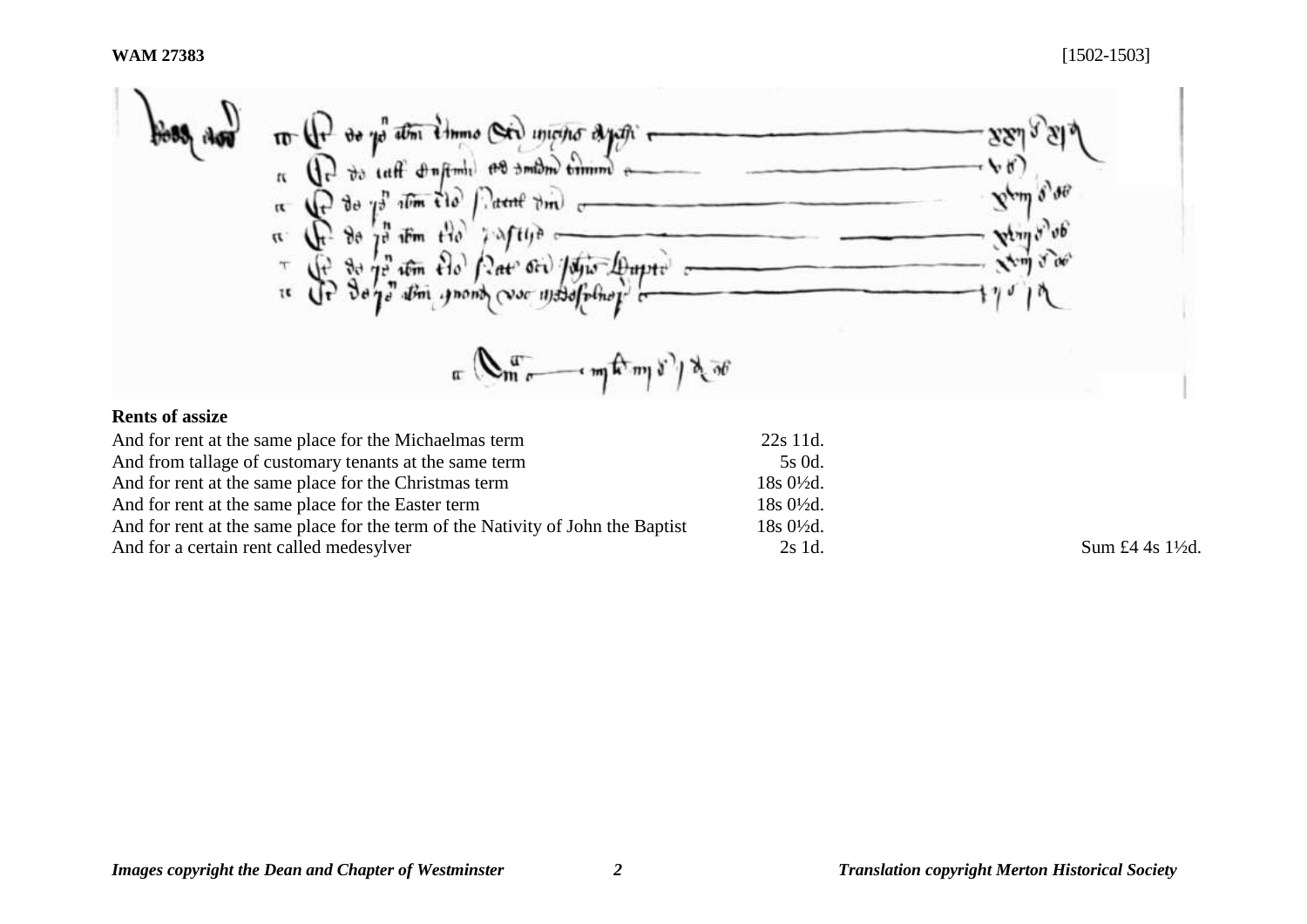## Rents of assize

| | | |
|---|---|---|
| And for rent at the same place for the Michaelmas term | 22s 11d. | |
| And from tallage of customary tenants at the same term | 5s 0d. | |
| And for rent at the same place for the Christmas term | 18s 0½d. | |
| And for rent at the same place for the Easter term | 18s 0½d. | |
| And for rent at the same place for the term of the Nativity of John the Baptist | 18s 0½d. | |
| And for a certain rent called medesylver | 2s 1d. | Sum £4 4s 1½d. |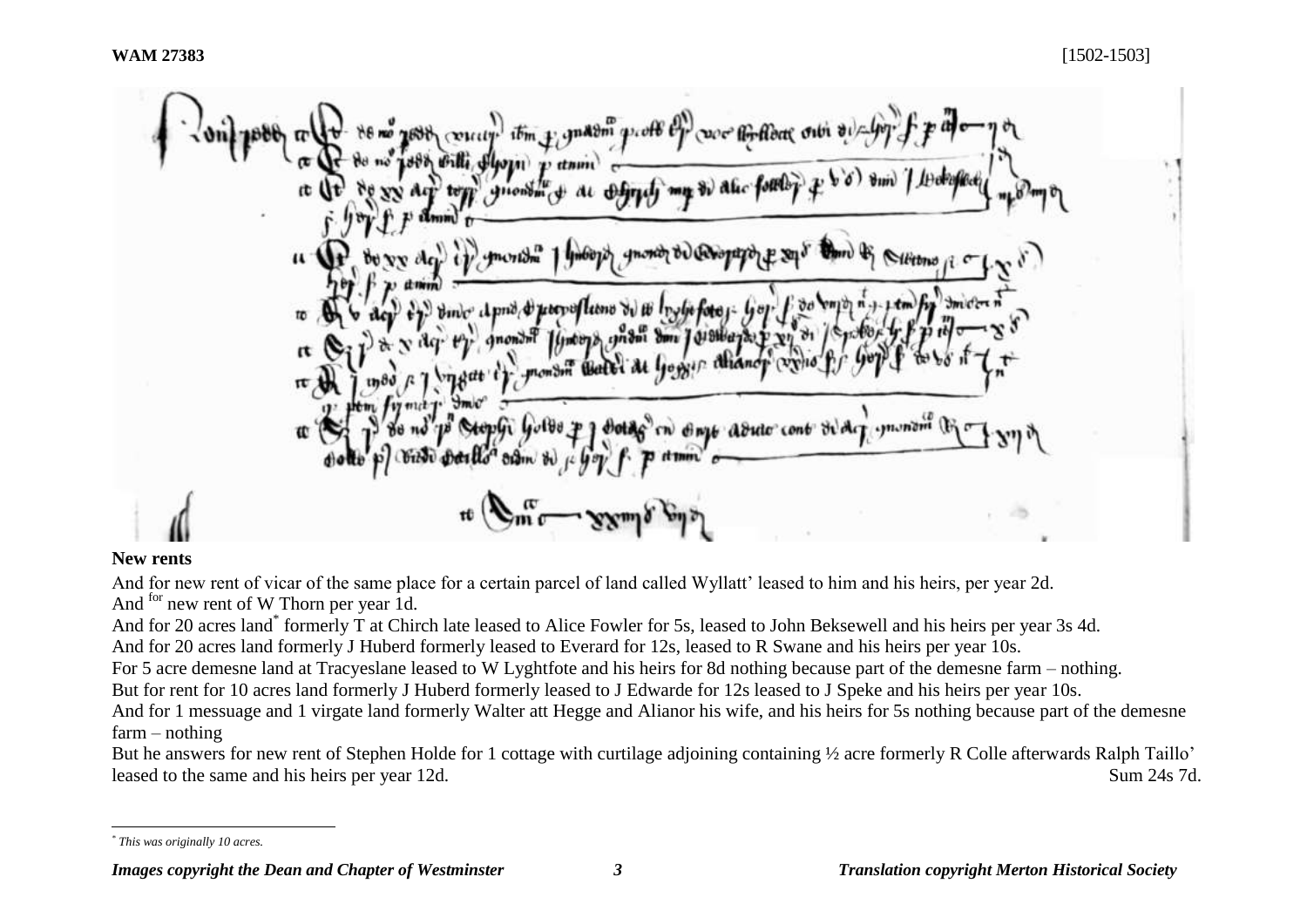## New rents

And for new rent of vicar of the same place for a certain parcel of land called Wyllatt' leased to him and his heirs, per year 2d.

And [for] new rent of W Thorn per year 1d.

And for 20 acres land* formerly T at Chirch late leased to Alice Fowler for 5s, leased to John Beksewell and his heirs per year 3s 4d.

And for 20 acres land formerly J Huberd formerly leased to Everard for 12s, leased to R Swane and his heirs per year 10s.

For 5 acre demesne land at Tracyeslane leased to W Lyghtfote and his heirs for 8d nothing because part of the demesne farm – nothing.

But for rent for 10 acres land formerly J Huberd formerly leased to J Edwarde for 12s leased to J Speke and his heirs per year 10s.

And for 1 messuage and 1 virgate land formerly Walter att Hegge and Alianor his wife, and his heirs for 5s nothing because part of the demesne farm – nothing

But he answers for new rent of Stephen Holde for 1 cottage with curtilage adjoining containing ½ acre formerly R Colle afterwards Ralph Taillo' leased to the same and his heirs per year 12d. Sum 24s 7d.

---

* This was originally 10 acres.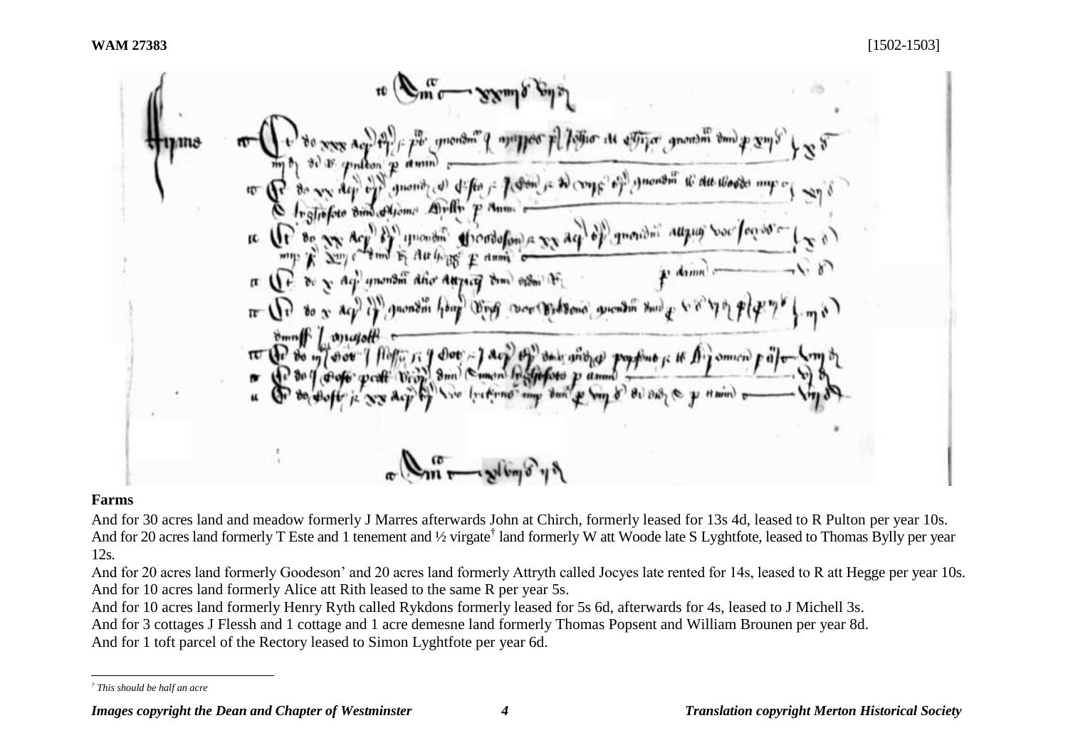## Farms

And for 30 acres land and meadow formerly J Marres afterwards John at Chirch, formerly leased for 13s 4d, leased to R Pulton per year 10s.

And for 20 acres land formerly T Este and 1 tenement and ½ virgate[†] land formerly W att Woode late S Lyghtfote, leased to Thomas Bylly per year 12s.

And for 20 acres land formerly Goodeson' and 20 acres land formerly Attryth called Jocyes late rented for 14s, leased to R att Hegge per year 10s.

And for 10 acres land formerly Alice att Rith leased to the same R per year 5s.

And for 10 acres land formerly Henry Ryth called Rykdons formerly leased for 5s 6d, afterwards for 4s, leased to J Michell 3s.

And for 3 cottages J Flessh and 1 cottage and 1 acre demesne land formerly Thomas Popsent and William Brounen per year 8d.

And for 1 toft parcel of the Rectory leased to Simon Lyghtfote per year 6d.

---

[†] *This should be half an acre*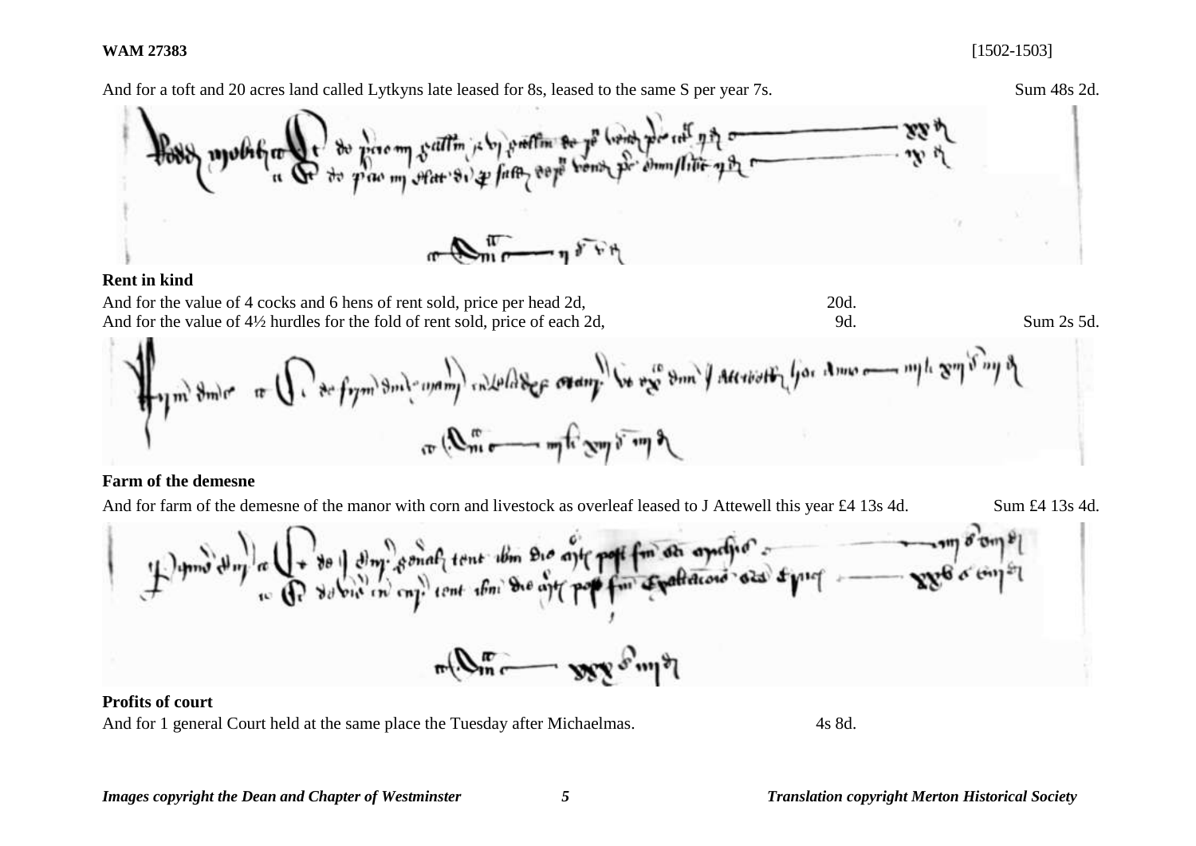**WAM 27383** [1502-1503]

And for a toft and 20 acres land called Lytkyns late leased for 8s, leased to the same S per year 7s. Sum 48s 2d.

## Rent in kind

| | | |
|---|---|---|
| And for the value of 4 cocks and 6 hens of rent sold, price per head 2d, | 20d. | |
| And for the value of 4½ hurdles for the fold of rent sold, price of each 2d, | 9d. | Sum 2s 5d. |

## Farm of the demesne

And for farm of the demesne of the manor with corn and livestock as overleaf leased to J Attewell this year £4 13s 4d. Sum £4 13s 4d.

## Profits of court

And for 1 general Court held at the same place the Tuesday after Michaelmas. 4s 8d.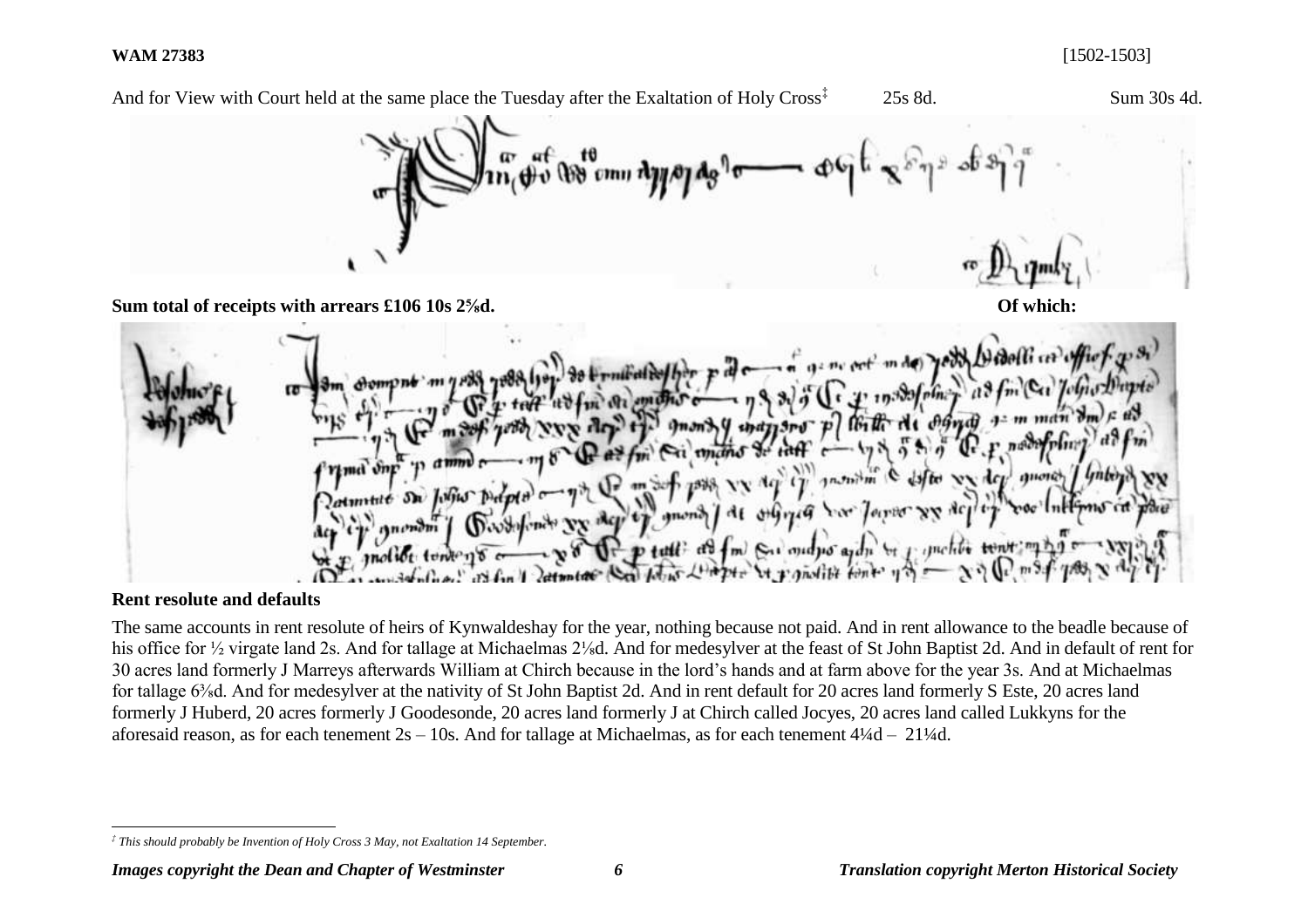**WAM 27383** [1502-1503]

And for View with Court held at the same place the Tuesday after the Exaltation of Holy Cross[‡] 25s 8d. Sum 30s 4d.

**Sum total of receipts with arrears £106 10s 2⅝d.** **Of which:**

**Rent resolute and defaults**

The same accounts in rent resolute of heirs of Kynwaldeshay for the year, nothing because not paid. And in rent allowance to the beadle because of his office for ½ virgate land 2s. And for tallage at Michaelmas 2⅛d. And for medesylver at the feast of St John Baptist 2d. And in default of rent for 30 acres land formerly J Marreys afterwards William at Church because in the lord's hands and at farm above for the year 3s. And at Michaelmas for tallage 6⅜d. And for medesylver at the nativity of St John Baptist 2d. And in rent default for 20 acres land formerly S Este, 20 acres land formerly J Huberd, 20 acres formerly J Goodesonde, 20 acres land formerly J at Church called Jocyes, 20 acres land called Lukkyns for the aforesaid reason, as for each tenement 2s – 10s. And for tallage at Michaelmas, as for each tenement 4¼d – 21¼d.

[‡] *This should probably be Invention of Holy Cross 3 May, not Exaltation 14 September.*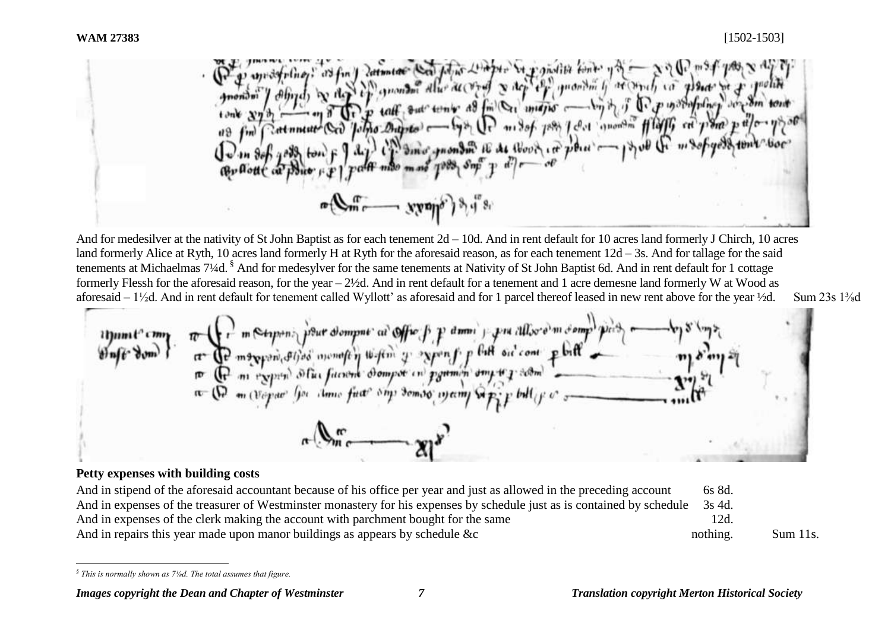**WAM 27383** [1502-1503]

And for medesilver at the nativity of St John Baptist as for each tenement 2d – 10d. And in rent default for 10 acres land formerly J Church, 10 acres land formerly Alice at Ryth, 10 acres land formerly H at Ryth for the aforesaid reason, as for each tenement 12d – 3s. And for tallage for the said tenements at Michaelmas 7¼d. [§] And for medesylver for the same tenements at Nativity of St John Baptist 6d. And in rent default for 1 cottage formerly Flessh for the aforesaid reason, for the year – 2½d. And in rent default for a tenement and 1 acre demesne land formerly W at Wood as aforesaid – 1½d. And in rent default for tenement called Wyllott' as aforesaid and for 1 parcel thereof leased in new rent above for the year ½d. Sum 23s 1⅜d

## Petty expenses with building costs

| | | |
|---|---|---|
| And in stipend of the aforesaid accountant because of his office per year and just as allowed in the preceding account | 6s 8d. | |
| And in expenses of the treasurer of Westminster monastery for his expenses by schedule just as is contained by schedule | 3s 4d. | |
| And in expenses of the clerk making the account with parchment bought for the same | 12d. | |
| And in repairs this year made upon manor buildings as appears by schedule &c | nothing. | Sum 11s. |

[§] *This is normally shown as 7⅛d. The total assumes that figure.*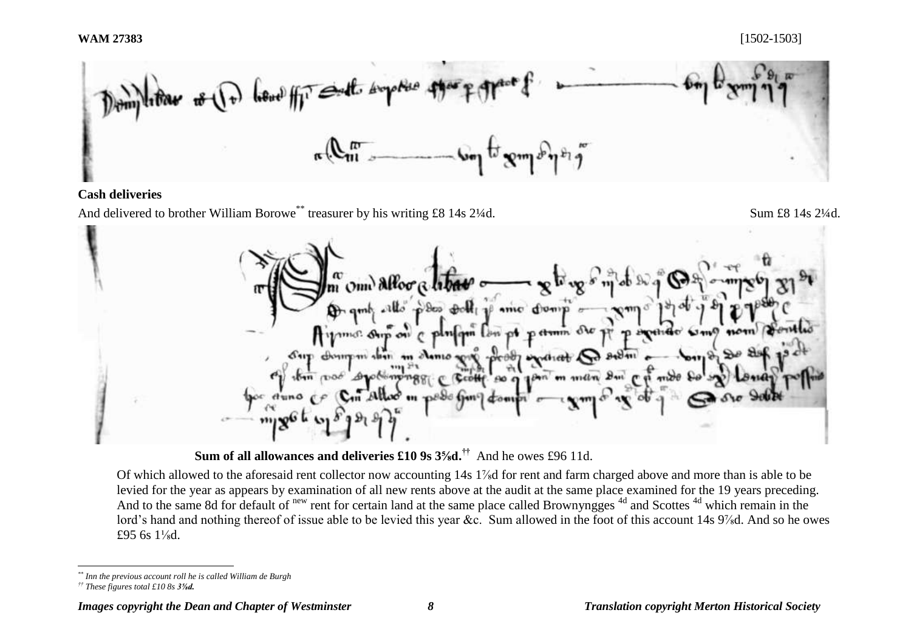**Cash deliveries**

And delivered to brother William Borowe[**] treasurer by his writing £8 14s 2¼d. Sum £8 14s 2¼d.

**Sum of all allowances and deliveries £10 9s 3⅝d.**[††] And he owes £96 11d.

Of which allowed to the aforesaid rent collector now accounting 14s 1⅞d for rent and farm charged above and more than is able to be levied for the year as appears by examination of all new rents above at the audit at the same place examined for the 19 years preceding. And to the same 8d for default of [new] rent for certain land at the same place called Brownyngges [4d] and Scottes [4d] which remain in the lord's hand and nothing thereof of issue able to be levied this year &c. Sum allowed in the foot of this account 14s 9⅞d. And so he owes £95 6s 1⅛d.

---

[**] *Inn the previous account roll he is called William de Burgh*

[††] *These figures total £10 8s 3⅝d.*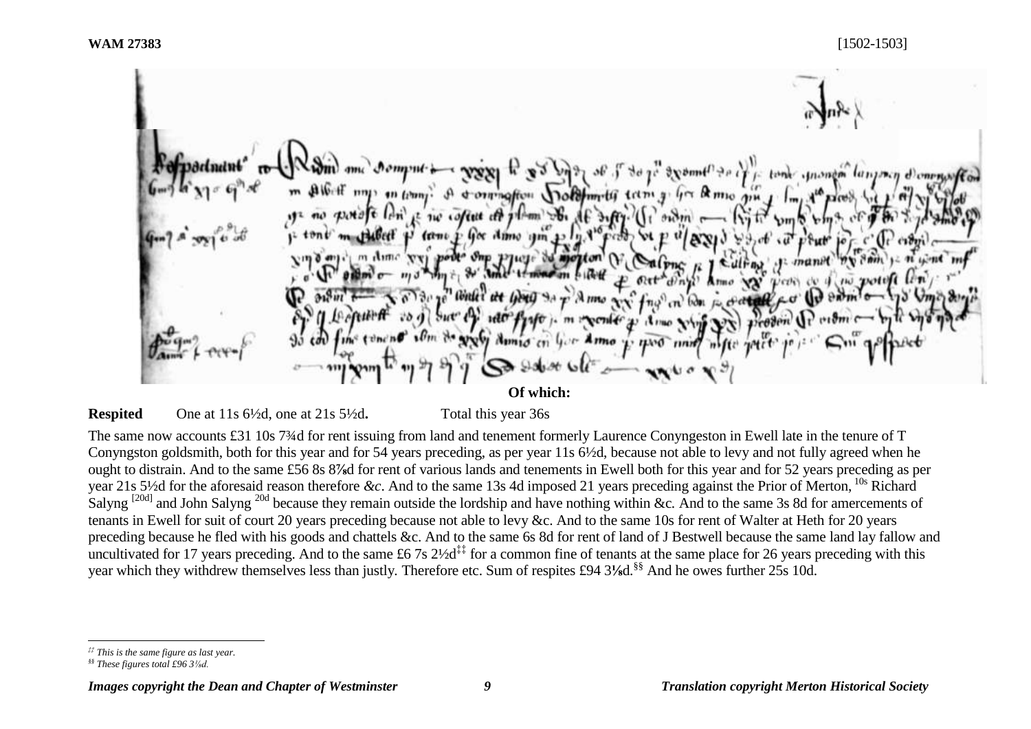**Of which:**

**Respited** One at 11s 6½d, one at 21s 5½d**.** Total this year 36s

The same now accounts £31 10s 7¾d for rent issuing from land and tenement formerly Laurence Conyngeston in Ewell late in the tenure of T Conyngston goldsmith, both for this year and for 54 years preceding, as per year 11s 6½d, because not able to levy and not fully agreed when he ought to distrain. And to the same £56 8s 8⅞d for rent of various lands and tenements in Ewell both for this year and for 52 years preceding as per year 21s 5½d for the aforesaid reason therefore *&c*. And to the same 13s 4d imposed 21 years preceding against the Prior of Merton, [10s] Richard Salyng [20d] and John Salyng [20d] because they remain outside the lordship and have nothing within &c*.* And to the same 3s 8d for amercements of tenants in Ewell for suit of court 20 years preceding because not able to levy &c. And to the same 10s for rent of Walter at Heth for 20 years preceding because he fled with his goods and chattels &c. And to the same 6s 8d for rent of land of J Bestwell because the same land lay fallow and uncultivated for 17 years preceding. And to the same £6 7s 2½d[‡‡] for a common fine of tenants at the same place for 26 years preceding with this year which they withdrew themselves less than justly. Therefore etc. Sum of respites £94 3⅛d.[§§] And he owes further 25s 10d.

---

[‡‡] *This is the same figure as last year.*

[§§] *These figures total £96 3⅛d.*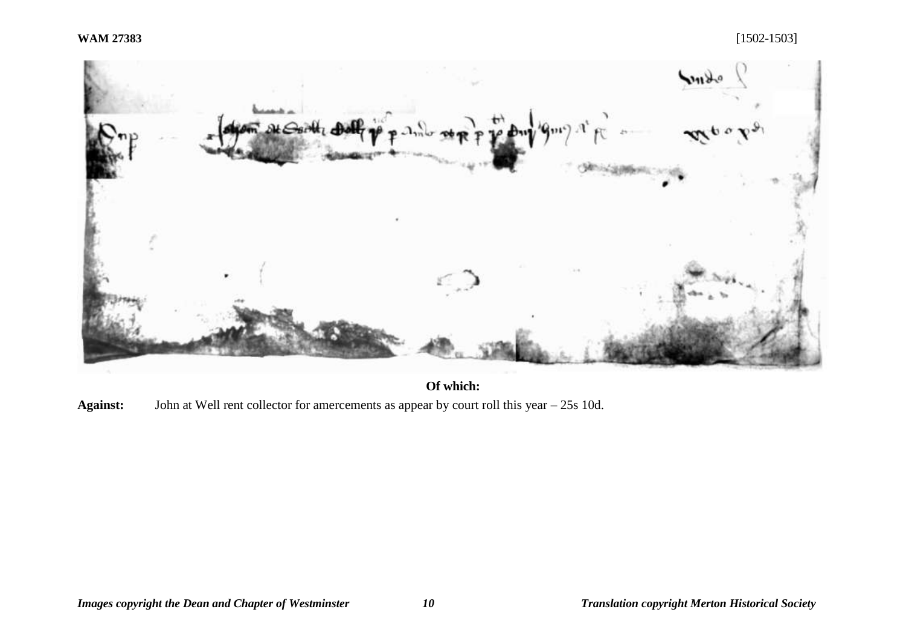**WAM 27383** [1502-1503]

**Of which:**

**Against:** John at Well rent collector for amercements as appear by court roll this year – 25s 10d.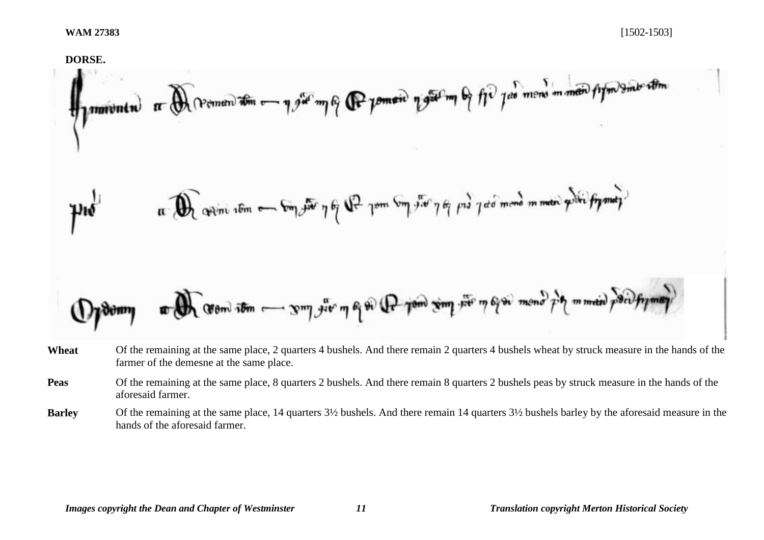**WAM 27383** [1502-1503]

**DORSE.**

| | |
|---|---|
| **Wheat** | Of the remaining at the same place, 2 quarters 4 bushels. And there remain 2 quarters 4 bushels wheat by struck measure in the hands of the farmer of the demesne at the same place. |
| **Peas** | Of the remaining at the same place, 8 quarters 2 bushels. And there remain 8 quarters 2 bushels peas by struck measure in the hands of the aforesaid farmer. |
| **Barley** | Of the remaining at the same place, 14 quarters 3½ bushels. And there remain 14 quarters 3½ bushels barley by the aforesaid measure in the hands of the aforesaid farmer. |

*Images copyright the Dean and Chapter of Westminster* *Translation copyright Merton Historical Society*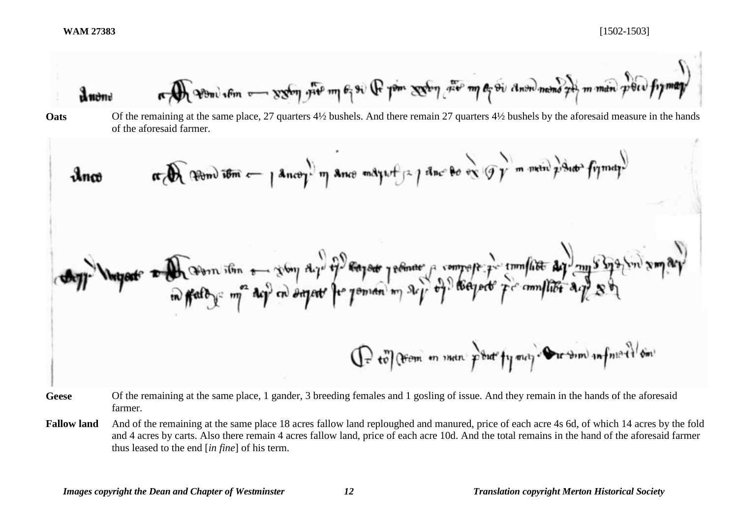**Oats** Of the remaining at the same place, 27 quarters 4½ bushels. And there remain 27 quarters 4½ bushels by the aforesaid measure in the hands of the aforesaid farmer.

**Geese** Of the remaining at the same place, 1 gander, 3 breeding females and 1 gosling of issue. And they remain in the hands of the aforesaid farmer.

**Fallow land** And of the remaining at the same place 18 acres fallow land reploughed and manured, price of each acre 4s 6d, of which 14 acres by the fold and 4 acres by carts. Also there remain 4 acres fallow land, price of each acre 10d. And the total remains in the hand of the aforesaid farmer thus leased to the end [*in fine*] of his term.